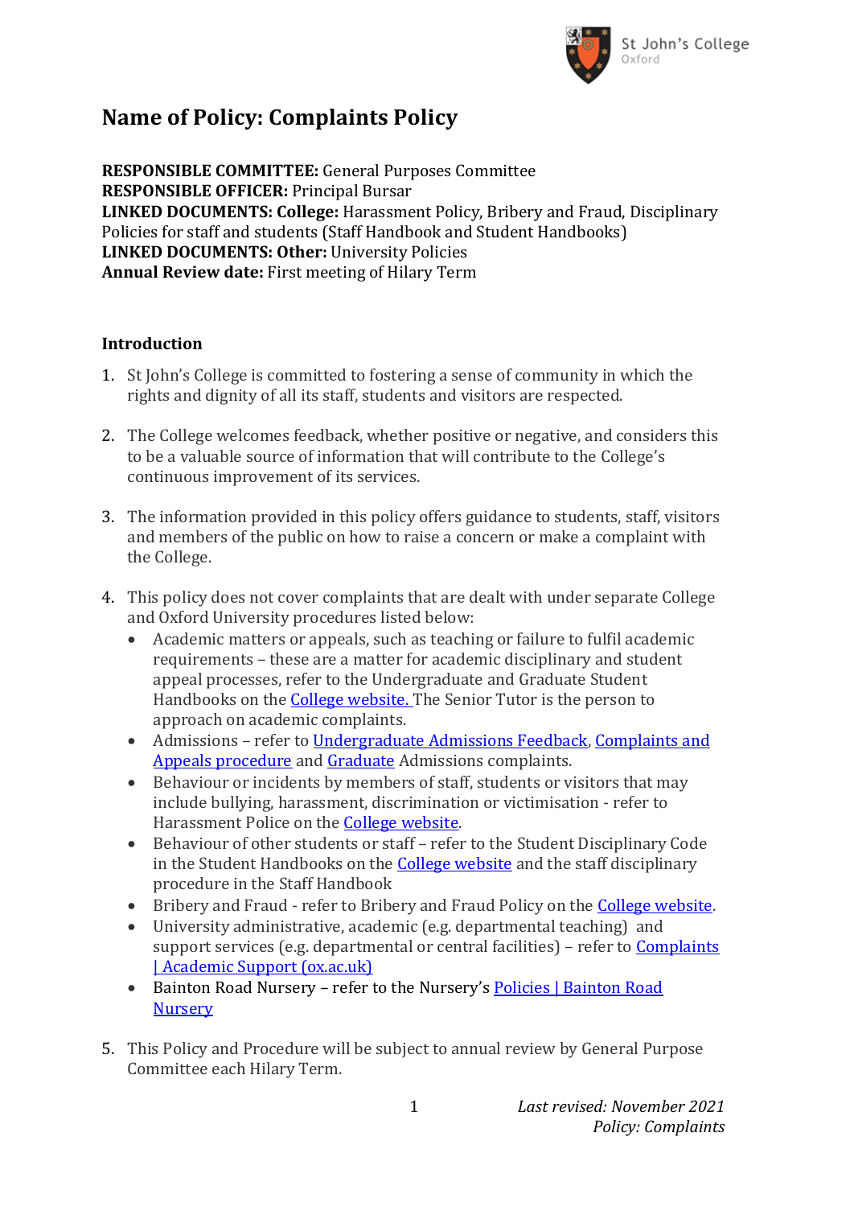# Name of Policy: Complaints Policy

**RESPONSIBLE COMMITTEE:** General Purposes Committee
**RESPONSIBLE OFFICER:** Principal Bursar
**LINKED DOCUMENTS: College:** Harassment Policy, Bribery and Fraud, Disciplinary Policies for staff and students (Staff Handbook and Student Handbooks)
**LINKED DOCUMENTS: Other:** University Policies
**Annual Review date:** First meeting of Hilary Term

## Introduction

1. St John's College is committed to fostering a sense of community in which the rights and dignity of all its staff, students and visitors are respected.

2. The College welcomes feedback, whether positive or negative, and considers this to be a valuable source of information that will contribute to the College's continuous improvement of its services.

3. The information provided in this policy offers guidance to students, staff, visitors and members of the public on how to raise a concern or make a complaint with the College.

4. This policy does not cover complaints that are dealt with under separate College and Oxford University procedures listed below:
   - Academic matters or appeals, such as teaching or failure to fulfil academic requirements – these are a matter for academic disciplinary and student appeal processes, refer to the Undergraduate and Graduate Student Handbooks on the College website. The Senior Tutor is the person to approach on academic complaints.
   - Admissions – refer to Undergraduate Admissions Feedback, Complaints and Appeals procedure and Graduate Admissions complaints.
   - Behaviour or incidents by members of staff, students or visitors that may include bullying, harassment, discrimination or victimisation - refer to Harassment Police on the College website.
   - Behaviour of other students or staff – refer to the Student Disciplinary Code in the Student Handbooks on the College website and the staff disciplinary procedure in the Staff Handbook
   - Bribery and Fraud - refer to Bribery and Fraud Policy on the College website.
   - University administrative, academic (e.g. departmental teaching) and support services (e.g. departmental or central facilities) – refer to Complaints | Academic Support (ox.ac.uk)
   - Bainton Road Nursery – refer to the Nursery's Policies | Bainton Road Nursery

5. This Policy and Procedure will be subject to annual review by General Purpose Committee each Hilary Term.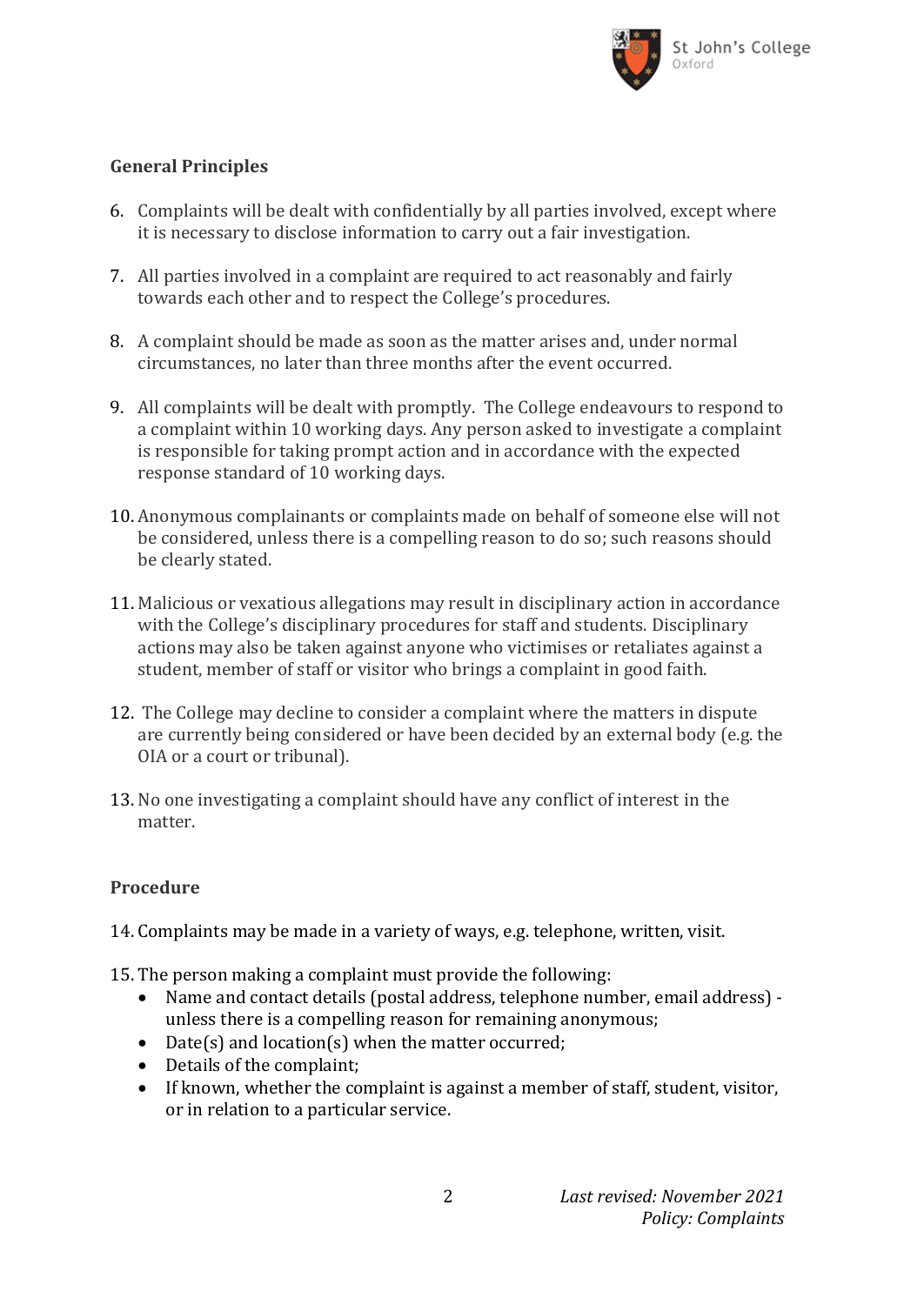## General Principles

6. Complaints will be dealt with confidentially by all parties involved, except where it is necessary to disclose information to carry out a fair investigation.

7. All parties involved in a complaint are required to act reasonably and fairly towards each other and to respect the College's procedures.

8. A complaint should be made as soon as the matter arises and, under normal circumstances, no later than three months after the event occurred.

9. All complaints will be dealt with promptly. The College endeavours to respond to a complaint within 10 working days. Any person asked to investigate a complaint is responsible for taking prompt action and in accordance with the expected response standard of 10 working days.

10. Anonymous complainants or complaints made on behalf of someone else will not be considered, unless there is a compelling reason to do so; such reasons should be clearly stated.

11. Malicious or vexatious allegations may result in disciplinary action in accordance with the College's disciplinary procedures for staff and students. Disciplinary actions may also be taken against anyone who victimises or retaliates against a student, member of staff or visitor who brings a complaint in good faith.

12. The College may decline to consider a complaint where the matters in dispute are currently being considered or have been decided by an external body (e.g. the OIA or a court or tribunal).

13. No one investigating a complaint should have any conflict of interest in the matter.

## Procedure

14. Complaints may be made in a variety of ways, e.g. telephone, written, visit.

15. The person making a complaint must provide the following:
    - Name and contact details (postal address, telephone number, email address) - unless there is a compelling reason for remaining anonymous;
    - Date(s) and location(s) when the matter occurred;
    - Details of the complaint;
    - If known, whether the complaint is against a member of staff, student, visitor, or in relation to a particular service.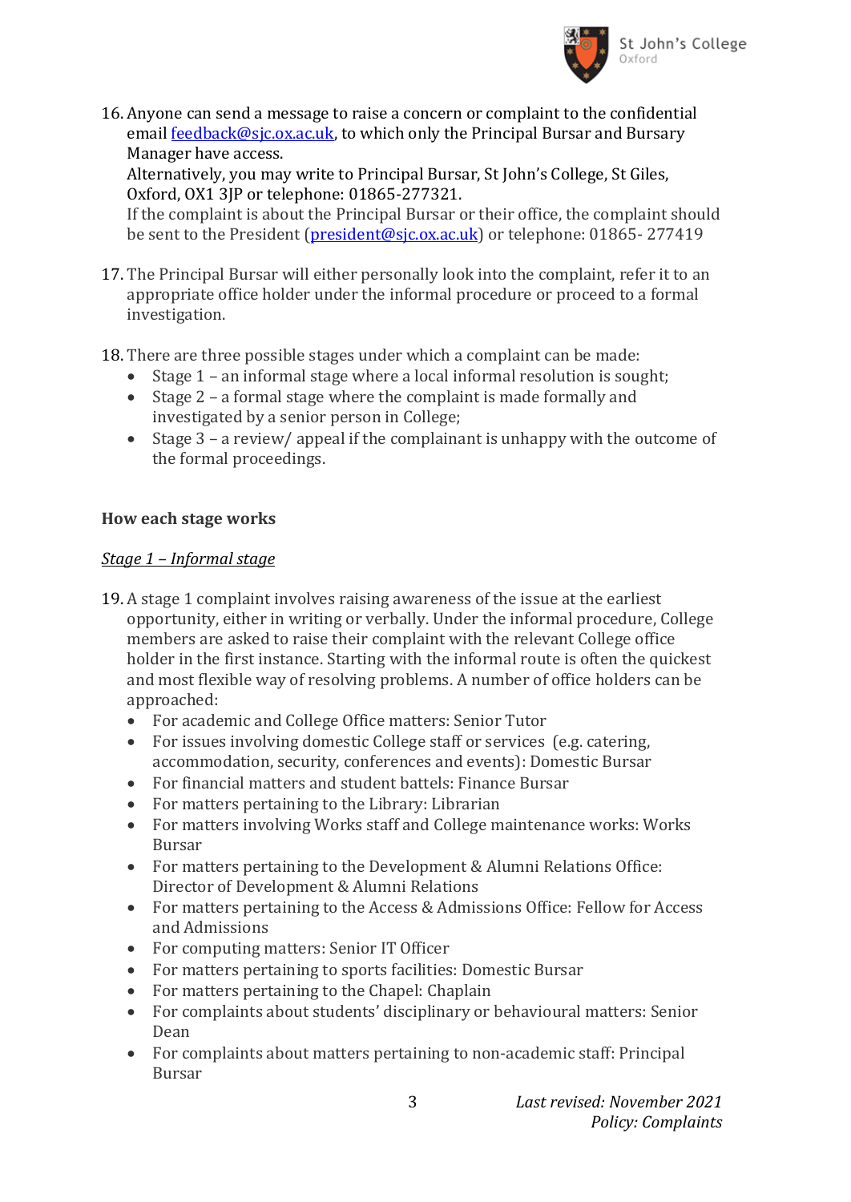16. Anyone can send a message to raise a concern or complaint to the confidential email [feedback@sjc.ox.ac.uk](mailto:feedback@sjc.ox.ac.uk), to which only the Principal Bursar and Bursary Manager have access.
    Alternatively, you may write to Principal Bursar, St John's College, St Giles, Oxford, OX1 3JP or telephone: 01865-277321.
    If the complaint is about the Principal Bursar or their office, the complaint should be sent to the President ([president@sjc.ox.ac.uk](mailto:president@sjc.ox.ac.uk)) or telephone: 01865- 277419

17. The Principal Bursar will either personally look into the complaint, refer it to an appropriate office holder under the informal procedure or proceed to a formal investigation.

18. There are three possible stages under which a complaint can be made:
    - Stage 1 – an informal stage where a local informal resolution is sought;
    - Stage 2 – a formal stage where the complaint is made formally and investigated by a senior person in College;
    - Stage 3 – a review/ appeal if the complainant is unhappy with the outcome of the formal proceedings.

**How each stage works**

*Stage 1 – Informal stage*

19. A stage 1 complaint involves raising awareness of the issue at the earliest opportunity, either in writing or verbally. Under the informal procedure, College members are asked to raise their complaint with the relevant College office holder in the first instance. Starting with the informal route is often the quickest and most flexible way of resolving problems. A number of office holders can be approached:
    - For academic and College Office matters: Senior Tutor
    - For issues involving domestic College staff or services (e.g. catering, accommodation, security, conferences and events): Domestic Bursar
    - For financial matters and student battels: Finance Bursar
    - For matters pertaining to the Library: Librarian
    - For matters involving Works staff and College maintenance works: Works Bursar
    - For matters pertaining to the Development & Alumni Relations Office: Director of Development & Alumni Relations
    - For matters pertaining to the Access & Admissions Office: Fellow for Access and Admissions
    - For computing matters: Senior IT Officer
    - For matters pertaining to sports facilities: Domestic Bursar
    - For matters pertaining to the Chapel: Chaplain
    - For complaints about students' disciplinary or behavioural matters: Senior Dean
    - For complaints about matters pertaining to non-academic staff: Principal Bursar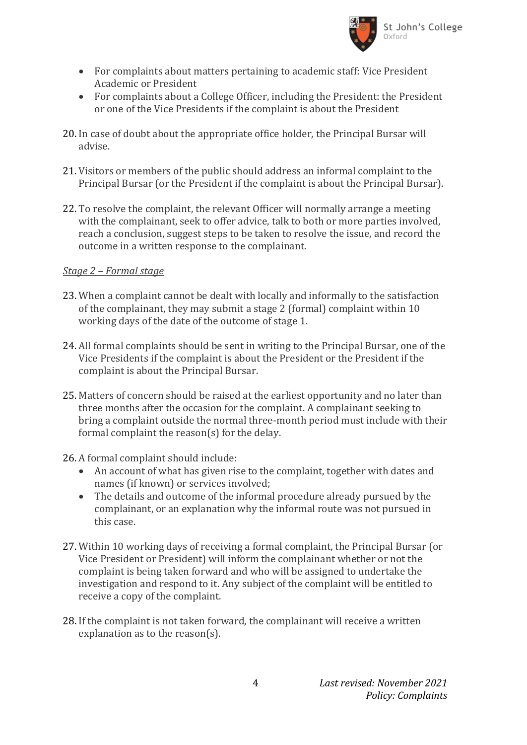- For complaints about matters pertaining to academic staff: Vice President Academic or President
- For complaints about a College Officer, including the President: the President or one of the Vice Presidents if the complaint is about the President

20. In case of doubt about the appropriate office holder, the Principal Bursar will advise.

21. Visitors or members of the public should address an informal complaint to the Principal Bursar (or the President if the complaint is about the Principal Bursar).

22. To resolve the complaint, the relevant Officer will normally arrange a meeting with the complainant, seek to offer advice, talk to both or more parties involved, reach a conclusion, suggest steps to be taken to resolve the issue, and record the outcome in a written response to the complainant.

*Stage 2 – Formal stage*

23. When a complaint cannot be dealt with locally and informally to the satisfaction of the complainant, they may submit a stage 2 (formal) complaint within 10 working days of the date of the outcome of stage 1.

24. All formal complaints should be sent in writing to the Principal Bursar, one of the Vice Presidents if the complaint is about the President or the President if the complaint is about the Principal Bursar.

25. Matters of concern should be raised at the earliest opportunity and no later than three months after the occasion for the complaint. A complainant seeking to bring a complaint outside the normal three-month period must include with their formal complaint the reason(s) for the delay.

26. A formal complaint should include:
    - An account of what has given rise to the complaint, together with dates and names (if known) or services involved;
    - The details and outcome of the informal procedure already pursued by the complainant, or an explanation why the informal route was not pursued in this case.

27. Within 10 working days of receiving a formal complaint, the Principal Bursar (or Vice President or President) will inform the complainant whether or not the complaint is being taken forward and who will be assigned to undertake the investigation and respond to it. Any subject of the complaint will be entitled to receive a copy of the complaint.

28. If the complaint is not taken forward, the complainant will receive a written explanation as to the reason(s).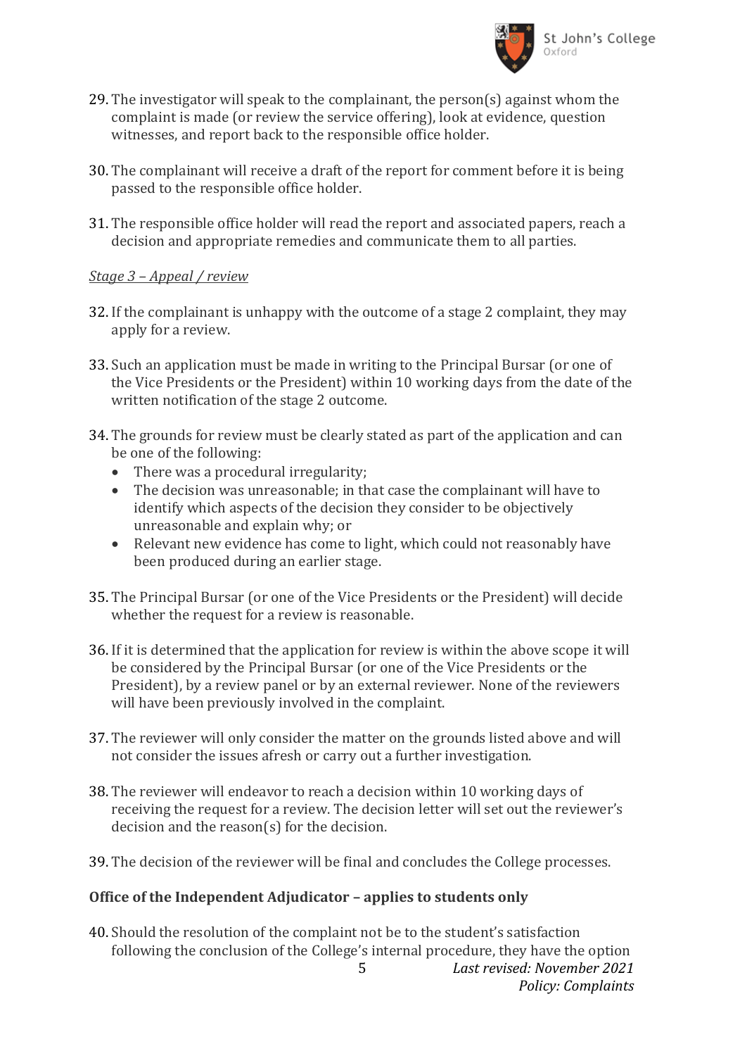29. The investigator will speak to the complainant, the person(s) against whom the complaint is made (or review the service offering), look at evidence, question witnesses, and report back to the responsible office holder.

30. The complainant will receive a draft of the report for comment before it is being passed to the responsible office holder.

31. The responsible office holder will read the report and associated papers, reach a decision and appropriate remedies and communicate them to all parties.

*Stage 3 – Appeal / review*

32. If the complainant is unhappy with the outcome of a stage 2 complaint, they may apply for a review.

33. Such an application must be made in writing to the Principal Bursar (or one of the Vice Presidents or the President) within 10 working days from the date of the written notification of the stage 2 outcome.

34. The grounds for review must be clearly stated as part of the application and can be one of the following:
    - There was a procedural irregularity;
    - The decision was unreasonable; in that case the complainant will have to identify which aspects of the decision they consider to be objectively unreasonable and explain why; or
    - Relevant new evidence has come to light, which could not reasonably have been produced during an earlier stage.

35. The Principal Bursar (or one of the Vice Presidents or the President) will decide whether the request for a review is reasonable.

36. If it is determined that the application for review is within the above scope it will be considered by the Principal Bursar (or one of the Vice Presidents or the President), by a review panel or by an external reviewer. None of the reviewers will have been previously involved in the complaint.

37. The reviewer will only consider the matter on the grounds listed above and will not consider the issues afresh or carry out a further investigation.

38. The reviewer will endeavor to reach a decision within 10 working days of receiving the request for a review. The decision letter will set out the reviewer's decision and the reason(s) for the decision.

39. The decision of the reviewer will be final and concludes the College processes.

**Office of the Independent Adjudicator – applies to students only**

40. Should the resolution of the complaint not be to the student's satisfaction following the conclusion of the College's internal procedure, they have the option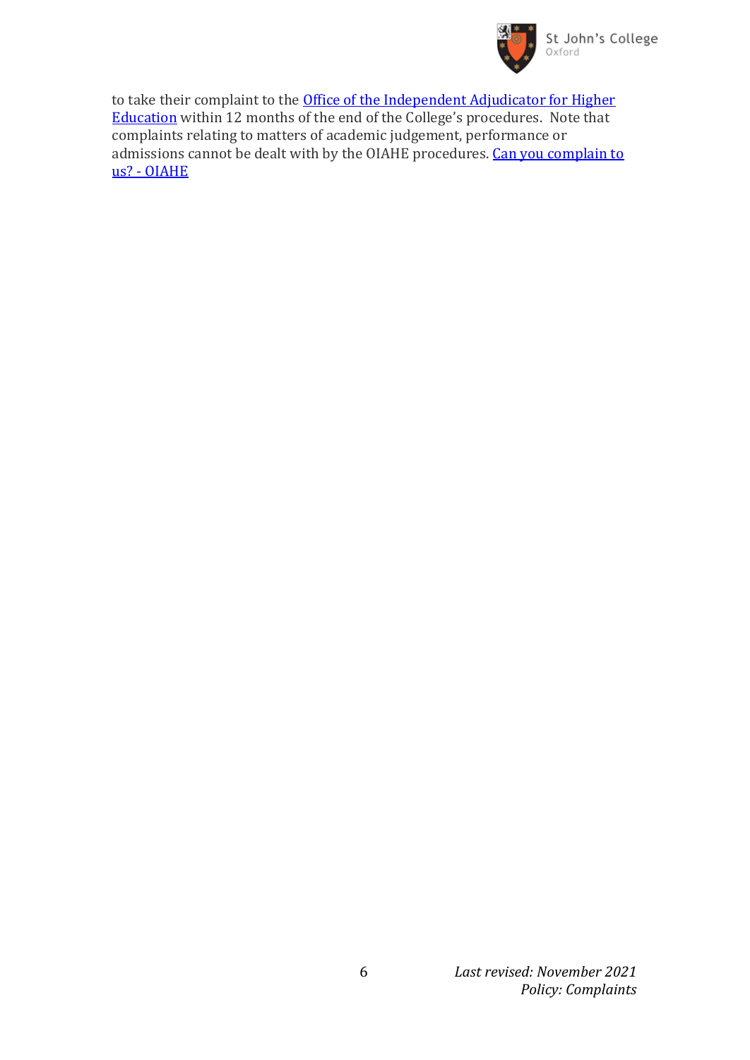to take their complaint to the [Office of the Independent Adjudicator for Higher Education] within 12 months of the end of the College's procedures. Note that complaints relating to matters of academic judgement, performance or admissions cannot be dealt with by the OIAHE procedures. [Can you complain to us? - OIAHE]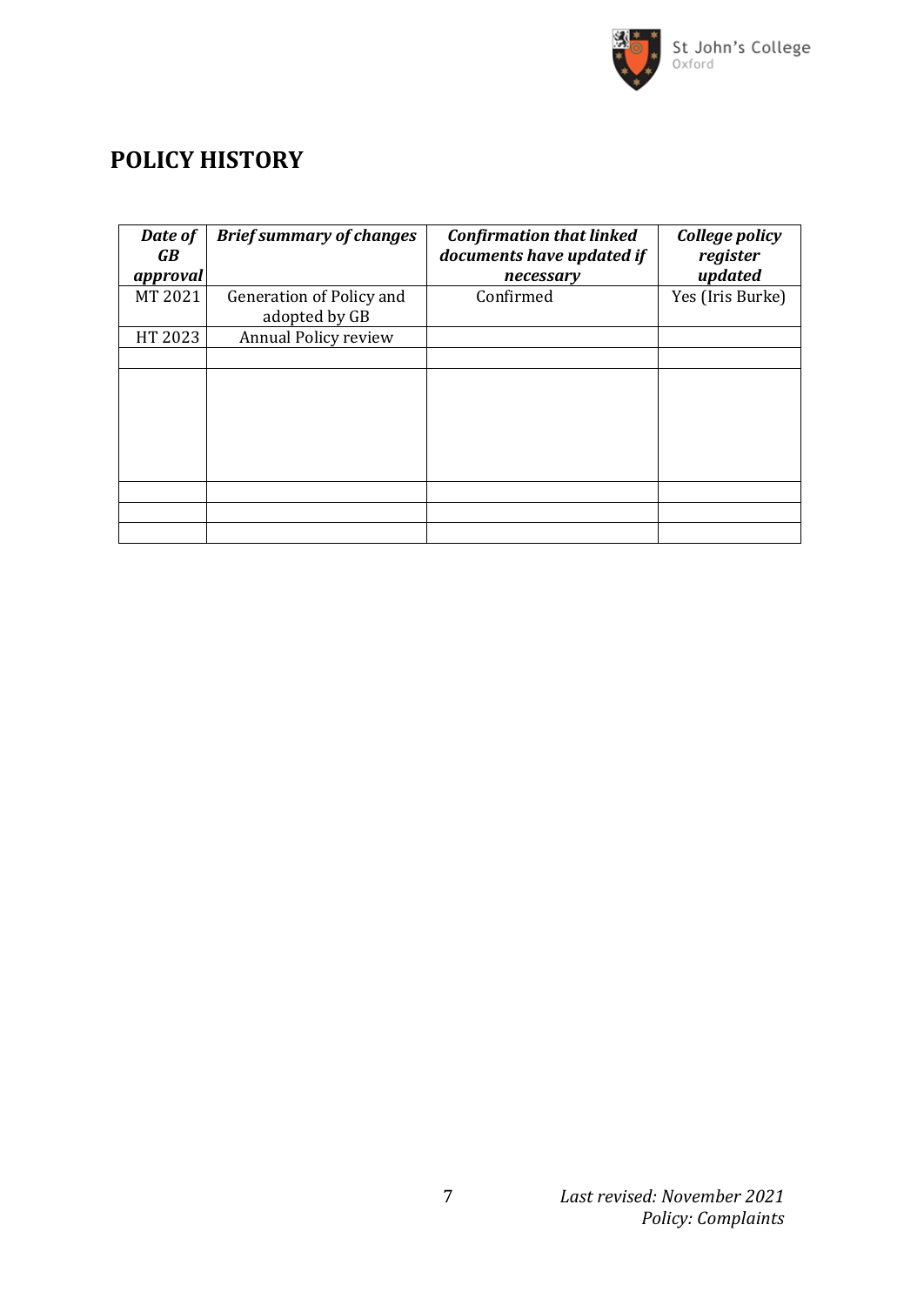# POLICY HISTORY

| *Date of GB approval* | *Brief summary of changes* | *Confirmation that linked documents have updated if necessary* | *College policy register updated* |
|---|---|---|---|
| MT 2021 | Generation of Policy and adopted by GB | Confirmed | Yes (Iris Burke) |
| HT 2023 | Annual Policy review | | |
| | | | |
| | | | |
| | | | |
| | | | |
| | | | |

*Last revised: November 2021*
*Policy: Complaints*